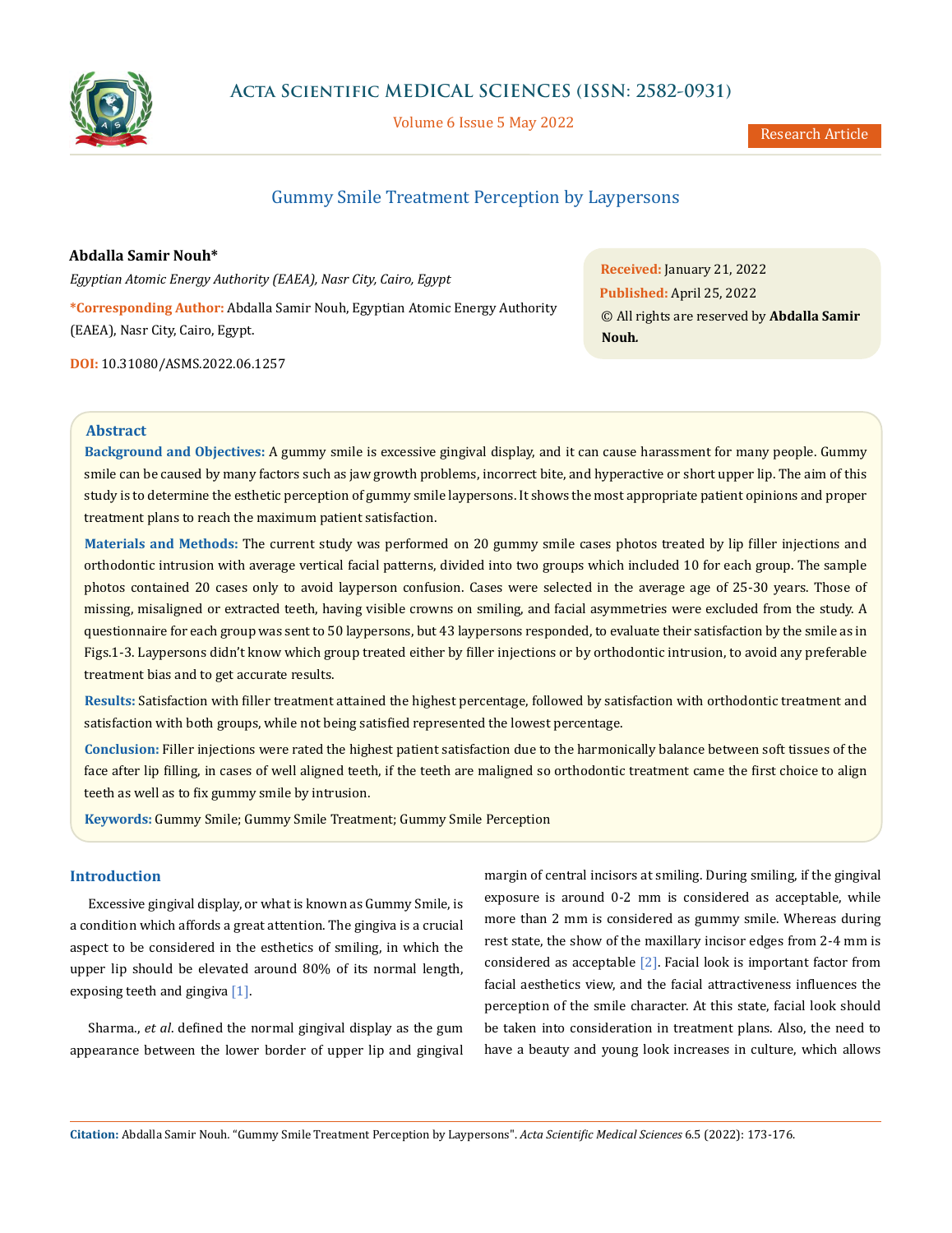# Gummy Smile Treatment Perception by Laypersons

**Abdalla Samir Nouh***

*Egyptian Atomic Energy Authority (EAEA), Nasr City, Cairo, Egypt*

***Corresponding Author:** Abdalla Samir Nouh, Egyptian Atomic Energy Authority (EAEA), Nasr City, Cairo, Egypt.

**DOI:** 10.31080/ASMS.2022.06.1257

**Received:** January 21, 2022
**Published:** April 25, 2022
© All rights are reserved by **Abdalla Samir Nouh.**

## Abstract

**Background and Objectives:** A gummy smile is excessive gingival display, and it can cause harassment for many people. Gummy smile can be caused by many factors such as jaw growth problems, incorrect bite, and hyperactive or short upper lip. The aim of this study is to determine the esthetic perception of gummy smile laypersons. It shows the most appropriate patient opinions and proper treatment plans to reach the maximum patient satisfaction.

**Materials and Methods:** The current study was performed on 20 gummy smile cases photos treated by lip filler injections and orthodontic intrusion with average vertical facial patterns, divided into two groups which included 10 for each group. The sample photos contained 20 cases only to avoid layperson confusion. Cases were selected in the average age of 25-30 years. Those of missing, misaligned or extracted teeth, having visible crowns on smiling, and facial asymmetries were excluded from the study. A questionnaire for each group was sent to 50 laypersons, but 43 laypersons responded, to evaluate their satisfaction by the smile as in Figs.1-3. Laypersons didn't know which group treated either by filler injections or by orthodontic intrusion, to avoid any preferable treatment bias and to get accurate results.

**Results:** Satisfaction with filler treatment attained the highest percentage, followed by satisfaction with orthodontic treatment and satisfaction with both groups, while not being satisfied represented the lowest percentage.

**Conclusion:** Filler injections were rated the highest patient satisfaction due to the harmonically balance between soft tissues of the face after lip filling, in cases of well aligned teeth, if the teeth are maligned so orthodontic treatment came the first choice to align teeth as well as to fix gummy smile by intrusion.

**Keywords:** Gummy Smile; Gummy Smile Treatment; Gummy Smile Perception

## Introduction

Excessive gingival display, or what is known as Gummy Smile, is a condition which affords a great attention. The gingiva is a crucial aspect to be considered in the esthetics of smiling, in which the upper lip should be elevated around 80% of its normal length, exposing teeth and gingiva [1].

Sharma., *et al*. defined the normal gingival display as the gum appearance between the lower border of upper lip and gingival margin of central incisors at smiling. During smiling, if the gingival exposure is around 0-2 mm is considered as acceptable, while more than 2 mm is considered as gummy smile. Whereas during rest state, the show of the maxillary incisor edges from 2-4 mm is considered as acceptable [2]. Facial look is important factor from facial aesthetics view, and the facial attractiveness influences the perception of the smile character. At this state, facial look should be taken into consideration in treatment plans. Also, the need to have a beauty and young look increases in culture, which allows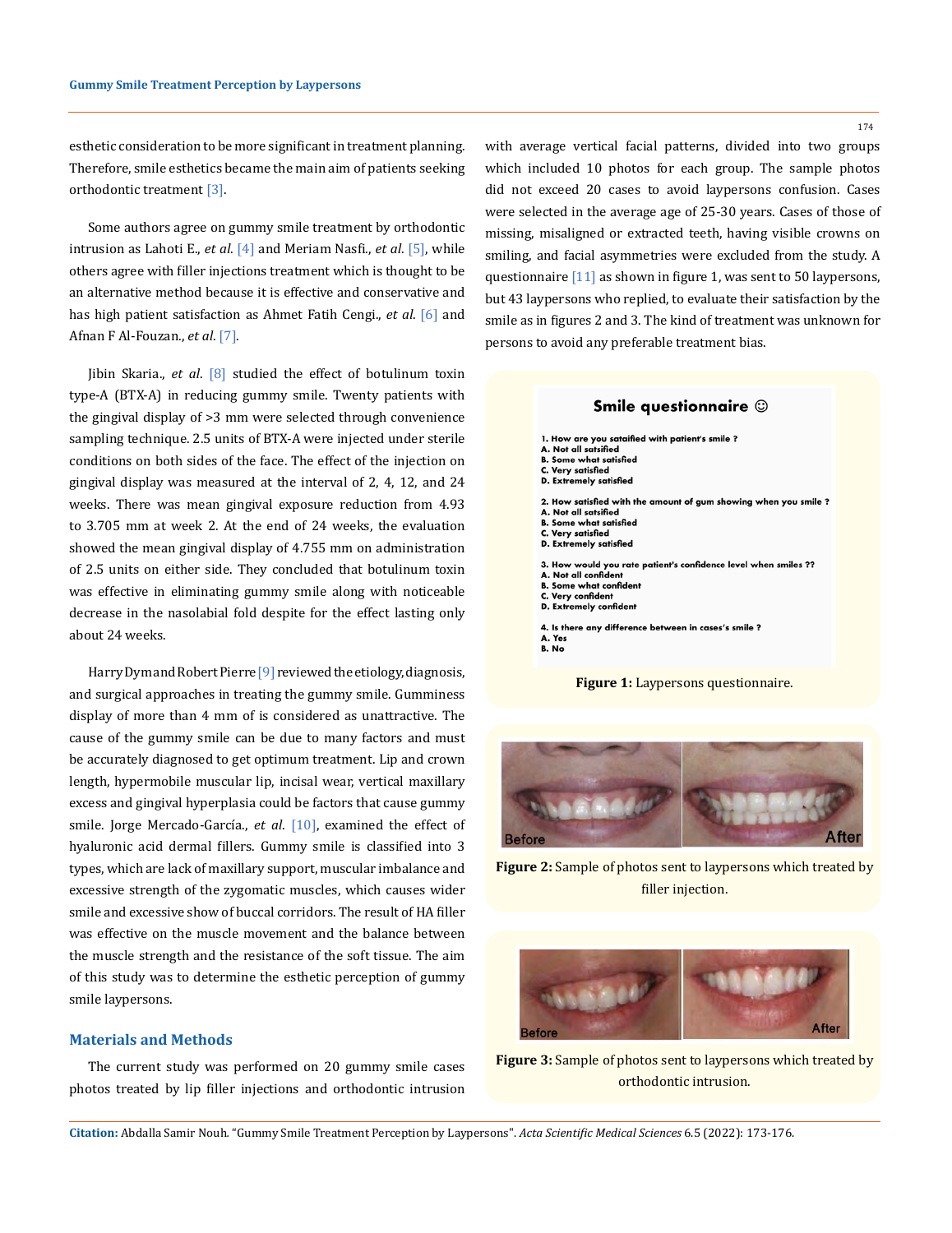esthetic consideration to be more significant in treatment planning. Therefore, smile esthetics became the main aim of patients seeking orthodontic treatment [3].

Some authors agree on gummy smile treatment by orthodontic intrusion as Lahoti E., *et al*. [4] and Meriam Nasfi., *et al*. [5], while others agree with filler injections treatment which is thought to be an alternative method because it is effective and conservative and has high patient satisfaction as Ahmet Fatih Cengi., *et al*. [6] and Afnan F Al-Fouzan., *et al*. [7].

Jibin Skaria., *et al*. [8] studied the effect of botulinum toxin type-A (BTX-A) in reducing gummy smile. Twenty patients with the gingival display of >3 mm were selected through convenience sampling technique. 2.5 units of BTX-A were injected under sterile conditions on both sides of the face. The effect of the injection on gingival display was measured at the interval of 2, 4, 12, and 24 weeks. There was mean gingival exposure reduction from 4.93 to 3.705 mm at week 2. At the end of 24 weeks, the evaluation showed the mean gingival display of 4.755 mm on administration of 2.5 units on either side. They concluded that botulinum toxin was effective in eliminating gummy smile along with noticeable decrease in the nasolabial fold despite for the effect lasting only about 24 weeks.

Harry Dym and Robert Pierre [9] reviewed the etiology, diagnosis, and surgical approaches in treating the gummy smile. Gumminess display of more than 4 mm of is considered as unattractive. The cause of the gummy smile can be due to many factors and must be accurately diagnosed to get optimum treatment. Lip and crown length, hypermobile muscular lip, incisal wear, vertical maxillary excess and gingival hyperplasia could be factors that cause gummy smile. Jorge Mercado-García., *et al*. [10], examined the effect of hyaluronic acid dermal fillers. Gummy smile is classified into 3 types, which are lack of maxillary support, muscular imbalance and excessive strength of the zygomatic muscles, which causes wider smile and excessive show of buccal corridors. The result of HA filler was effective on the muscle movement and the balance between the muscle strength and the resistance of the soft tissue. The aim of this study was to determine the esthetic perception of gummy smile laypersons.

## Materials and Methods

The current study was performed on 20 gummy smile cases photos treated by lip filler injections and orthodontic intrusion with average vertical facial patterns, divided into two groups which included 10 photos for each group. The sample photos did not exceed 20 cases to avoid laypersons confusion. Cases were selected in the average age of 25-30 years. Cases of those of missing, misaligned or extracted teeth, having visible crowns on smiling, and facial asymmetries were excluded from the study. A questionnaire [11] as shown in figure 1, was sent to 50 laypersons, but 43 laypersons who replied, to evaluate their satisfaction by the smile as in figures 2 and 3. The kind of treatment was unknown for persons to avoid any preferable treatment bias.

**Smile questionnaire ☺**

1. How are you satified with patient's smile ?
A. Not all satsified
B. Some what satisfied
C. Very satisfied
D. Extremely satisfied

2. How satisfied with the amount of gum showing when you smile ?
A. Not all satsified
B. Some what satisfied
C. Very satisfied
D. Extremely satisfied

3. How would you rate patient's confidence level when smiles ??
A. Not all confident
B. Some what confident
C. Very confident
D. Extremely confident

4. Is there any difference between in cases's smile ?
A. Yes
B. No

**Figure 1:** Laypersons questionnaire.

**Figure 2:** Sample of photos sent to laypersons which treated by filler injection.

**Figure 3:** Sample of photos sent to laypersons which treated by orthodontic intrusion.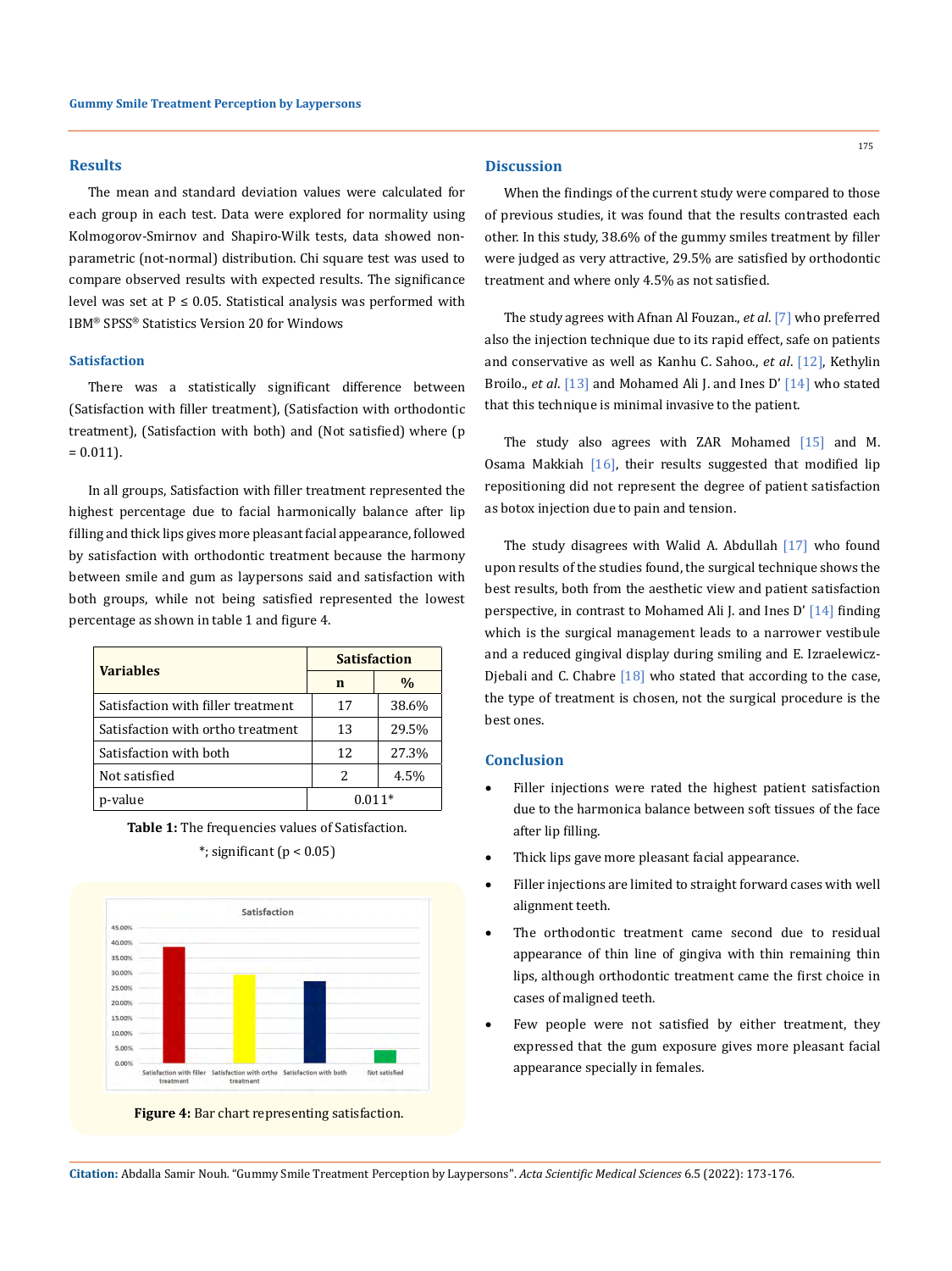## Results

The mean and standard deviation values were calculated for each group in each test. Data were explored for normality using Kolmogorov-Smirnov and Shapiro-Wilk tests, data showed non-parametric (not-normal) distribution. Chi square test was used to compare observed results with expected results. The significance level was set at $P \leq 0.05$. Statistical analysis was performed with IBM® SPSS® Statistics Version 20 for Windows

### Satisfaction

There was a statistically significant difference between (Satisfaction with filler treatment), (Satisfaction with orthodontic treatment), (Satisfaction with both) and (Not satisfied) where ($p = 0.011$).

In all groups, Satisfaction with filler treatment represented the highest percentage due to facial harmonically balance after lip filling and thick lips gives more pleasant facial appearance, followed by satisfaction with orthodontic treatment because the harmony between smile and gum as laypersons said and satisfaction with both groups, while not being satisfied represented the lowest percentage as shown in table 1 and figure 4.

| Variables | Satisfaction | |
|---|---|---|
| | n | % |
| Satisfaction with filler treatment | 17 | 38.6% |
| Satisfaction with ortho treatment | 13 | 29.5% |
| Satisfaction with both | 12 | 27.3% |
| Not satisfied | 2 | 4.5% |
| p-value | 0.011* | |

**Table 1:** The frequencies values of Satisfaction.

*; significant ($p < 0.05$)

**Figure 4:** Bar chart representing satisfaction.

## Discussion

When the findings of the current study were compared to those of previous studies, it was found that the results contrasted each other. In this study, 38.6% of the gummy smiles treatment by filler were judged as very attractive, 29.5% are satisfied by orthodontic treatment and where only 4.5% as not satisfied.

The study agrees with Afnan Al Fouzan., *et al*. [7] who preferred also the injection technique due to its rapid effect, safe on patients and conservative as well as Kanhu C. Sahoo., *et al*. [12], Kethylin Broilo., *et al*. [13] and Mohamed Ali J. and Ines D' [14] who stated that this technique is minimal invasive to the patient.

The study also agrees with ZAR Mohamed [15] and M. Osama Makkiah [16], their results suggested that modified lip repositioning did not represent the degree of patient satisfaction as botox injection due to pain and tension.

The study disagrees with Walid A. Abdullah [17] who found upon results of the studies found, the surgical technique shows the best results, both from the aesthetic view and patient satisfaction perspective, in contrast to Mohamed Ali J. and Ines D' [14] finding which is the surgical management leads to a narrower vestibule and a reduced gingival display during smiling and E. Izraelewicz-Djebali and C. Chabre [18] who stated that according to the case, the type of treatment is chosen, not the surgical procedure is the best ones.

## Conclusion

- Filler injections were rated the highest patient satisfaction due to the harmonica balance between soft tissues of the face after lip filling.
- Thick lips gave more pleasant facial appearance.
- Filler injections are limited to straight forward cases with well alignment teeth.
- The orthodontic treatment came second due to residual appearance of thin line of gingiva with thin remaining thin lips, although orthodontic treatment came the first choice in cases of maligned teeth.
- Few people were not satisfied by either treatment, they expressed that the gum exposure gives more pleasant facial appearance specially in females.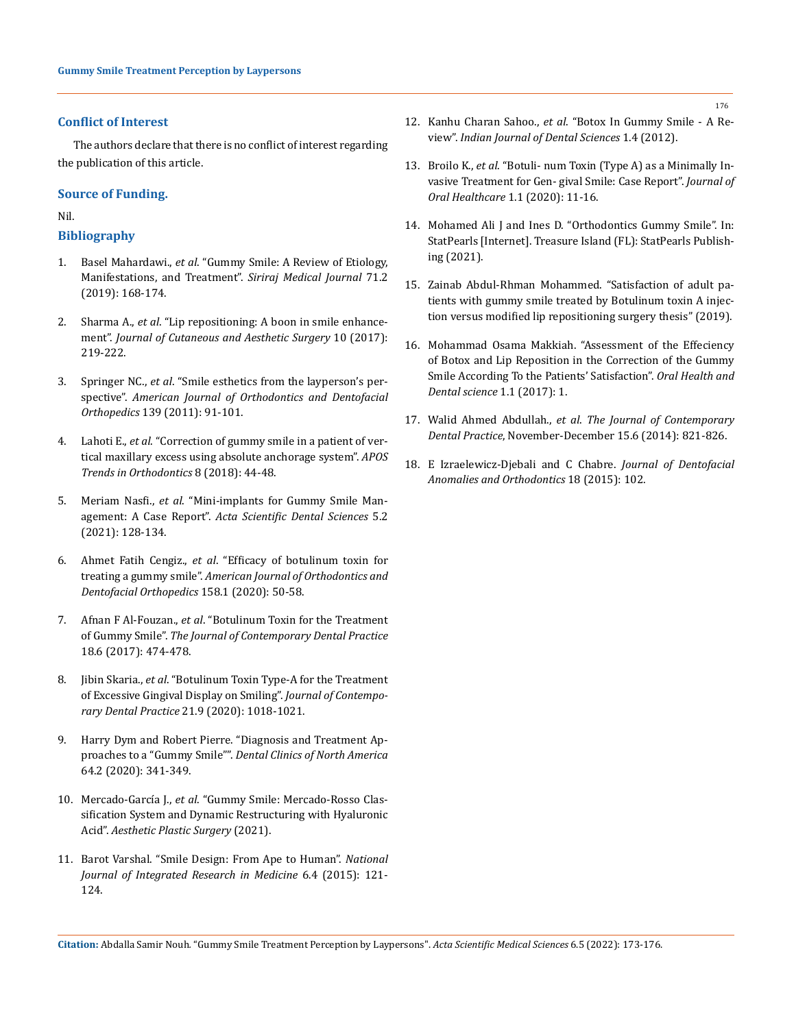## Conflict of Interest

The authors declare that there is no conflict of interest regarding the publication of this article.

## Source of Funding.

Nil.

## Bibliography

1. Basel Mahardawi., *et al*. "Gummy Smile: A Review of Etiology, Manifestations, and Treatment". *Siriraj Medical Journal* 71.2 (2019): 168-174.
2. Sharma A., *et al*. "Lip repositioning: A boon in smile enhancement". *Journal of Cutaneous and Aesthetic Surgery* 10 (2017): 219-222.
3. Springer NC., *et al*. "Smile esthetics from the layperson's perspective". *American Journal of Orthodontics and Dentofacial Orthopedics* 139 (2011): 91-101.
4. Lahoti E., *et al*. "Correction of gummy smile in a patient of vertical maxillary excess using absolute anchorage system". *APOS Trends in Orthodontics* 8 (2018): 44-48.
5. Meriam Nasfi., *et al*. "Mini-implants for Gummy Smile Management: A Case Report". *Acta Scientific Dental Sciences* 5.2 (2021): 128-134.
6. Ahmet Fatih Cengiz., *et al*. "Efficacy of botulinum toxin for treating a gummy smile". *American Journal of Orthodontics and Dentofacial Orthopedics* 158.1 (2020): 50-58.
7. Afnan F Al-Fouzan., *et al*. "Botulinum Toxin for the Treatment of Gummy Smile". *The Journal of Contemporary Dental Practice* 18.6 (2017): 474-478.
8. Jibin Skaria., *et al*. "Botulinum Toxin Type-A for the Treatment of Excessive Gingival Display on Smiling". *Journal of Contemporary Dental Practice* 21.9 (2020): 1018-1021.
9. Harry Dym and Robert Pierre. "Diagnosis and Treatment Approaches to a "Gummy Smile"". *Dental Clinics of North America* 64.2 (2020): 341-349.
10. Mercado-García J., *et al*. "Gummy Smile: Mercado-Rosso Classification System and Dynamic Restructuring with Hyaluronic Acid". *Aesthetic Plastic Surgery* (2021).
11. Barot Varshal. "Smile Design: From Ape to Human". *National Journal of Integrated Research in Medicine* 6.4 (2015): 121-124.
12. Kanhu Charan Sahoo., *et al*. "Botox In Gummy Smile - A Review". *Indian Journal of Dental Sciences* 1.4 (2012).
13. Broilo K., *et al*. "Botuli- num Toxin (Type A) as a Minimally Invasive Treatment for Gen- gival Smile: Case Report". *Journal of Oral Healthcare* 1.1 (2020): 11-16.
14. Mohamed Ali J and Ines D. "Orthodontics Gummy Smile". In: StatPearls [Internet]. Treasure Island (FL): StatPearls Publishing (2021).
15. Zainab Abdul-Rhman Mohammed. "Satisfaction of adult patients with gummy smile treated by Botulinum toxin A injection versus modified lip repositioning surgery thesis" (2019).
16. Mohammad Osama Makkiah. "Assessment of the Effeciency of Botox and Lip Reposition in the Correction of the Gummy Smile According To the Patients' Satisfaction". *Oral Health and Dental science* 1.1 (2017): 1.
17. Walid Ahmed Abdullah., *et al*. *The Journal of Contemporary Dental Practice*, November-December 15.6 (2014): 821-826.
18. E Izraelewicz-Djebali and C Chabre. *Journal of Dentofacial Anomalies and Orthodontics* 18 (2015): 102.